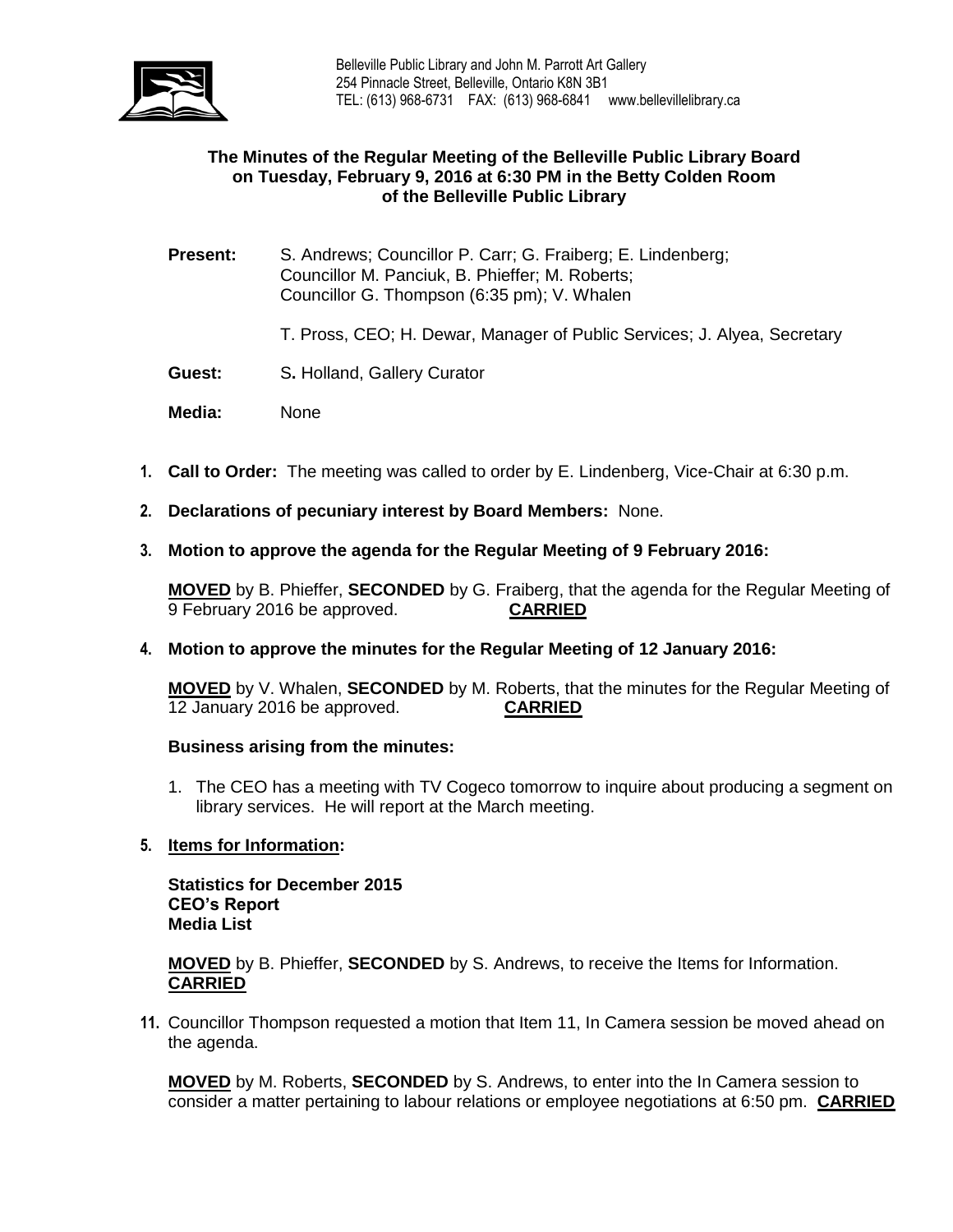Belleville Public Library and John M. Parrott Art Gallery
254 Pinnacle Street, Belleville, Ontario K8N 3B1
TEL: (613) 968-6731 FAX: (613) 968-6841 www.bellevillelibrary.ca

**The Minutes of the Regular Meeting of the Belleville Public Library Board on Tuesday, February 9, 2016 at 6:30 PM in the Betty Colden Room of the Belleville Public Library**

**Present:** S. Andrews; Councillor P. Carr; G. Fraiberg; E. Lindenberg; Councillor M. Panciuk, B. Phieffer; M. Roberts; Councillor G. Thompson (6:35 pm); V. Whalen

T. Pross, CEO; H. Dewar, Manager of Public Services; J. Alyea, Secretary

**Guest:** S**.** Holland, Gallery Curator

**Media:** None

1. **Call to Order:** The meeting was called to order by E. Lindenberg, Vice-Chair at 6:30 p.m.

2. **Declarations of pecuniary interest by Board Members:** None.

3. **Motion to approve the agenda for the Regular Meeting of 9 February 2016:**

   **MOVED** by B. Phieffer, **SECONDED** by G. Fraiberg, that the agenda for the Regular Meeting of 9 February 2016 be approved. **CARRIED**

4. **Motion to approve the minutes for the Regular Meeting of 12 January 2016:**

   **MOVED** by V. Whalen, **SECONDED** by M. Roberts, that the minutes for the Regular Meeting of 12 January 2016 be approved. **CARRIED**

   **Business arising from the minutes:**

   1. The CEO has a meeting with TV Cogeco tomorrow to inquire about producing a segment on library services. He will report at the March meeting.

5. **Items for Information:**

   **Statistics for December 2015**
   **CEO's Report**
   **Media List**

   **MOVED** by B. Phieffer, **SECONDED** by S. Andrews, to receive the Items for Information. **CARRIED**

11. Councillor Thompson requested a motion that Item 11, In Camera session be moved ahead on the agenda.

    **MOVED** by M. Roberts, **SECONDED** by S. Andrews, to enter into the In Camera session to consider a matter pertaining to labour relations or employee negotiations at 6:50 pm. **CARRIED**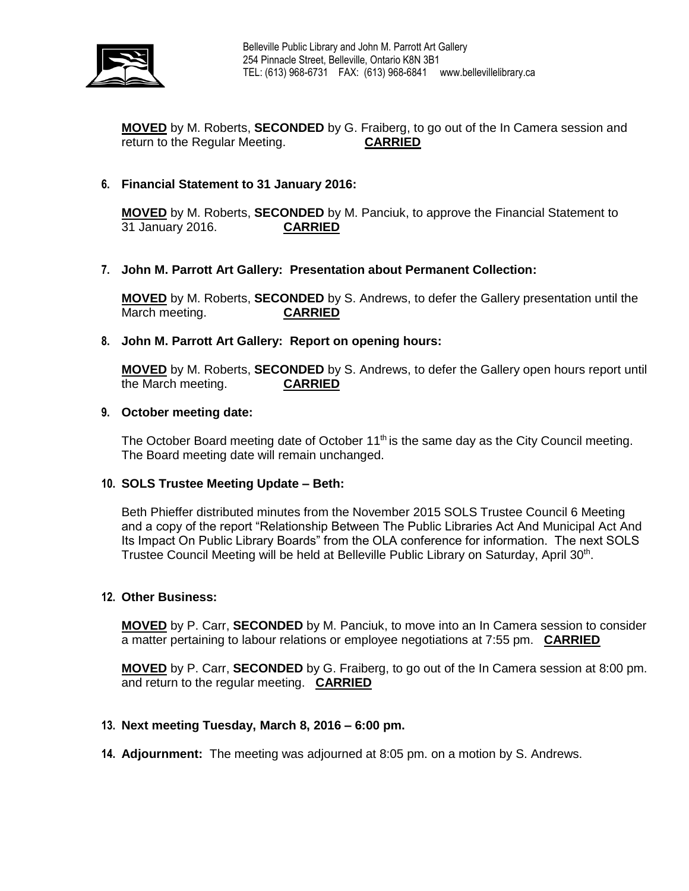**MOVED** by M. Roberts, **SECONDED** by G. Fraiberg, to go out of the In Camera session and return to the Regular Meeting. **CARRIED**

**6. Financial Statement to 31 January 2016:**

**MOVED** by M. Roberts, **SECONDED** by M. Panciuk, to approve the Financial Statement to 31 January 2016. **CARRIED**

**7. John M. Parrott Art Gallery: Presentation about Permanent Collection:**

**MOVED** by M. Roberts, **SECONDED** by S. Andrews, to defer the Gallery presentation until the March meeting. **CARRIED**

**8. John M. Parrott Art Gallery: Report on opening hours:**

**MOVED** by M. Roberts, **SECONDED** by S. Andrews, to defer the Gallery open hours report until the March meeting. **CARRIED**

**9. October meeting date:**

The October Board meeting date of October 11th is the same day as the City Council meeting. The Board meeting date will remain unchanged.

**10. SOLS Trustee Meeting Update – Beth:**

Beth Phieffer distributed minutes from the November 2015 SOLS Trustee Council 6 Meeting and a copy of the report "Relationship Between The Public Libraries Act And Municipal Act And Its Impact On Public Library Boards" from the OLA conference for information. The next SOLS Trustee Council Meeting will be held at Belleville Public Library on Saturday, April 30th.

**12. Other Business:**

**MOVED** by P. Carr, **SECONDED** by M. Panciuk, to move into an In Camera session to consider a matter pertaining to labour relations or employee negotiations at 7:55 pm. **CARRIED**

**MOVED** by P. Carr, **SECONDED** by G. Fraiberg, to go out of the In Camera session at 8:00 pm. and return to the regular meeting. **CARRIED**

**13. Next meeting Tuesday, March 8, 2016 – 6:00 pm.**

**14. Adjournment:** The meeting was adjourned at 8:05 pm. on a motion by S. Andrews.